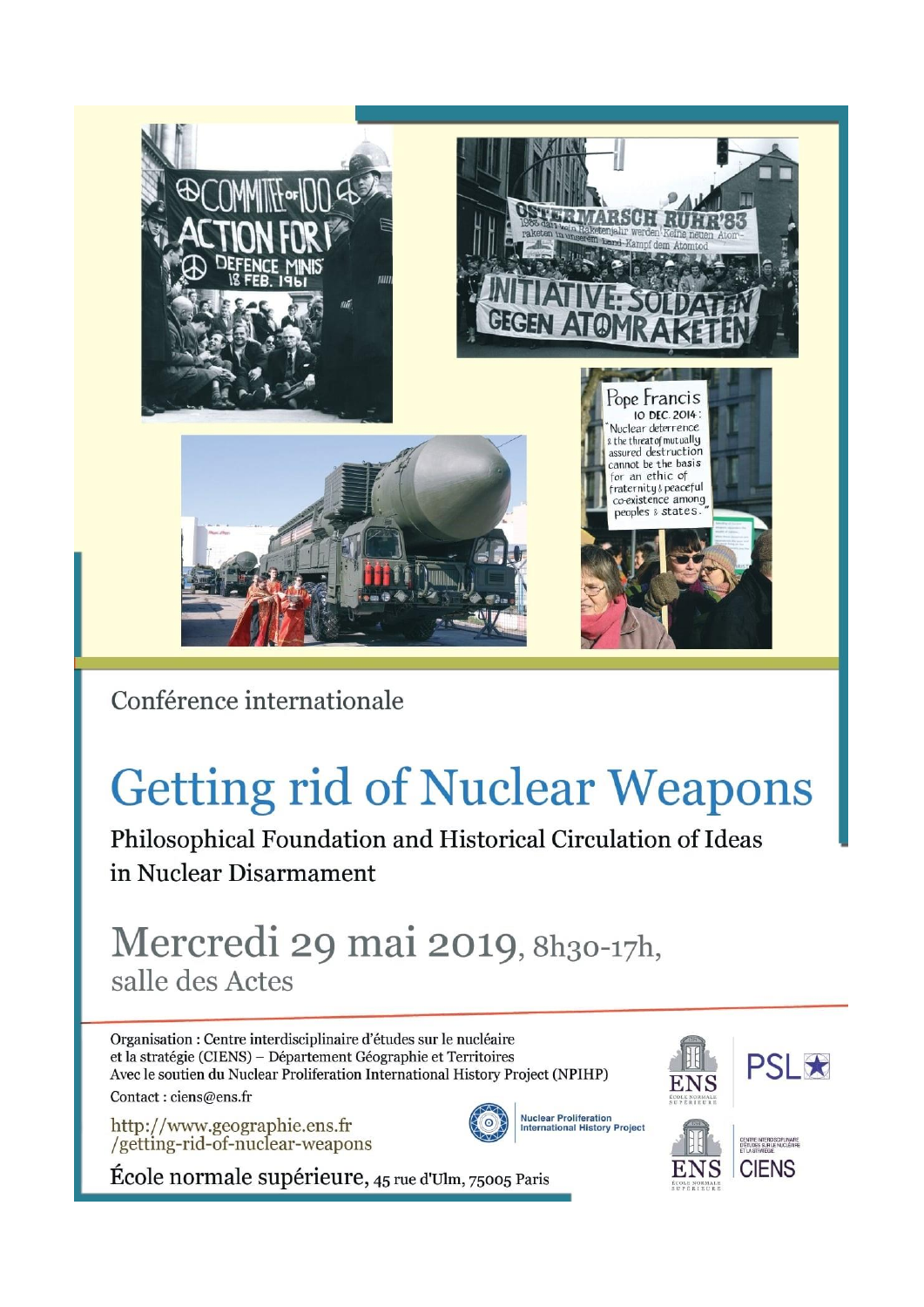Conférence internationale

# Getting rid of Nuclear Weapons

## Philosophical Foundation and Historical Circulation of Ideas in Nuclear Disarmament

## Mercredi 29 mai 2019, 8h30-17h, salle des Actes

Organisation : Centre interdisciplinaire d'études sur le nucléaire et la stratégie (CIENS) – Département Géographie et Territoires
Avec le soutien du Nuclear Proliferation International History Project (NPIHP)

Contact : ciens@ens.fr

http://www.geographie.ens.fr/getting-rid-of-nuclear-weapons

École normale supérieure, 45 rue d'Ulm, 75005 Paris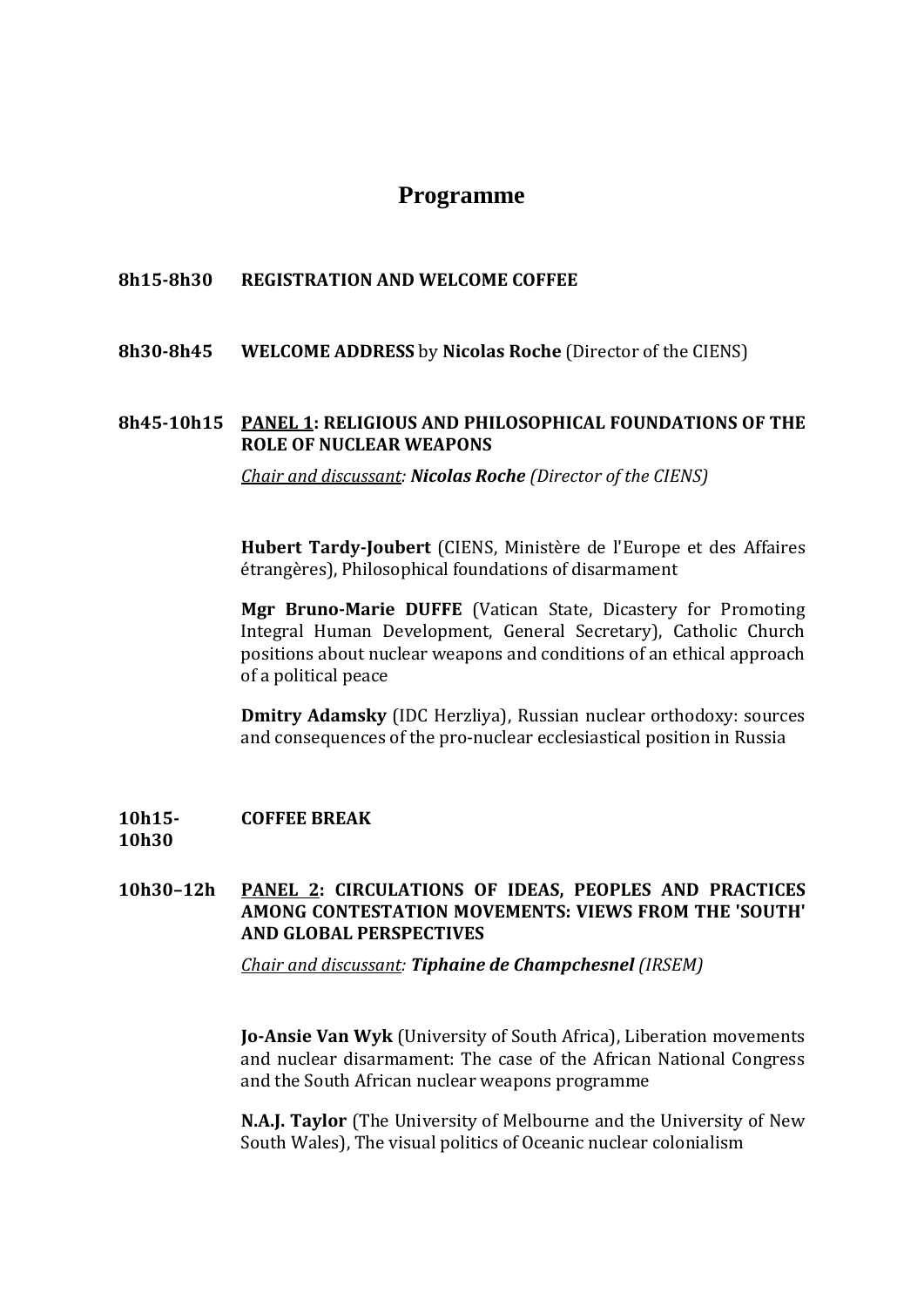# Programme

**8h15-8h30 REGISTRATION AND WELCOME COFFEE**

**8h30-8h45 WELCOME ADDRESS** by **Nicolas Roche** (Director of the CIENS)

**8h45-10h15 PANEL 1: RELIGIOUS AND PHILOSOPHICAL FOUNDATIONS OF THE ROLE OF NUCLEAR WEAPONS**

*Chair and discussant: **Nicolas Roche** (Director of the CIENS)*

**Hubert Tardy-Joubert** (CIENS, Ministère de l'Europe et des Affaires étrangères), Philosophical foundations of disarmament

**Mgr Bruno-Marie DUFFE** (Vatican State, Dicastery for Promoting Integral Human Development, General Secretary), Catholic Church positions about nuclear weapons and conditions of an ethical approach of a political peace

**Dmitry Adamsky** (IDC Herzliya), Russian nuclear orthodoxy: sources and consequences of the pro-nuclear ecclesiastical position in Russia

**10h15-10h30 COFFEE BREAK**

**10h30–12h PANEL 2: CIRCULATIONS OF IDEAS, PEOPLES AND PRACTICES AMONG CONTESTATION MOVEMENTS: VIEWS FROM THE 'SOUTH' AND GLOBAL PERSPECTIVES**

*Chair and discussant: **Tiphaine de Champchesnel** (IRSEM)*

**Jo-Ansie Van Wyk** (University of South Africa), Liberation movements and nuclear disarmament: The case of the African National Congress and the South African nuclear weapons programme

**N.A.J. Taylor** (The University of Melbourne and the University of New South Wales), The visual politics of Oceanic nuclear colonialism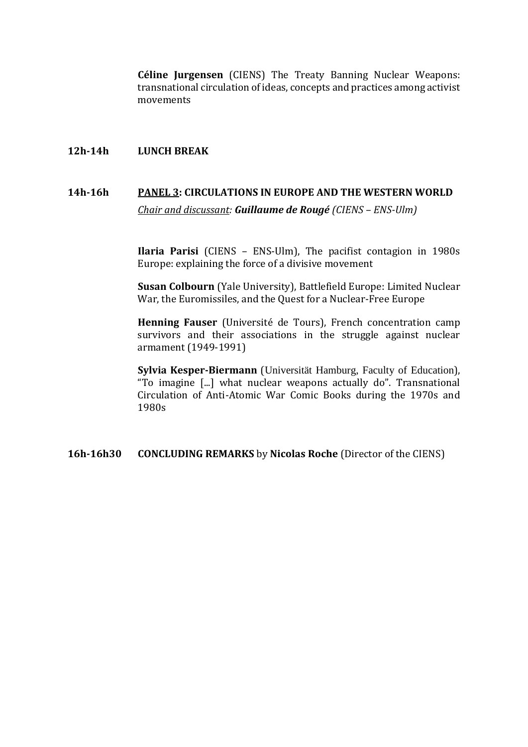**Céline Jurgensen** (CIENS) The Treaty Banning Nuclear Weapons: transnational circulation of ideas, concepts and practices among activist movements

**12h-14h** **LUNCH BREAK**

**14h-16h** **<u>PANEL 3</u>: CIRCULATIONS IN EUROPE AND THE WESTERN WORLD**

*<u>Chair and discussant</u>:* ***Guillaume de Rougé*** *(CIENS – ENS-Ulm)*

**Ilaria Parisi** (CIENS – ENS-Ulm), The pacifist contagion in 1980s Europe: explaining the force of a divisive movement

**Susan Colbourn** (Yale University), Battlefield Europe: Limited Nuclear War, the Euromissiles, and the Quest for a Nuclear-Free Europe

**Henning Fauser** (Université de Tours), French concentration camp survivors and their associations in the struggle against nuclear armament (1949-1991)

**Sylvia Kesper-Biermann** (Universität Hamburg, Faculty of Education), "To imagine [...] what nuclear weapons actually do". Transnational Circulation of Anti-Atomic War Comic Books during the 1970s and 1980s

**16h-16h30** **CONCLUDING REMARKS** by **Nicolas Roche** (Director of the CIENS)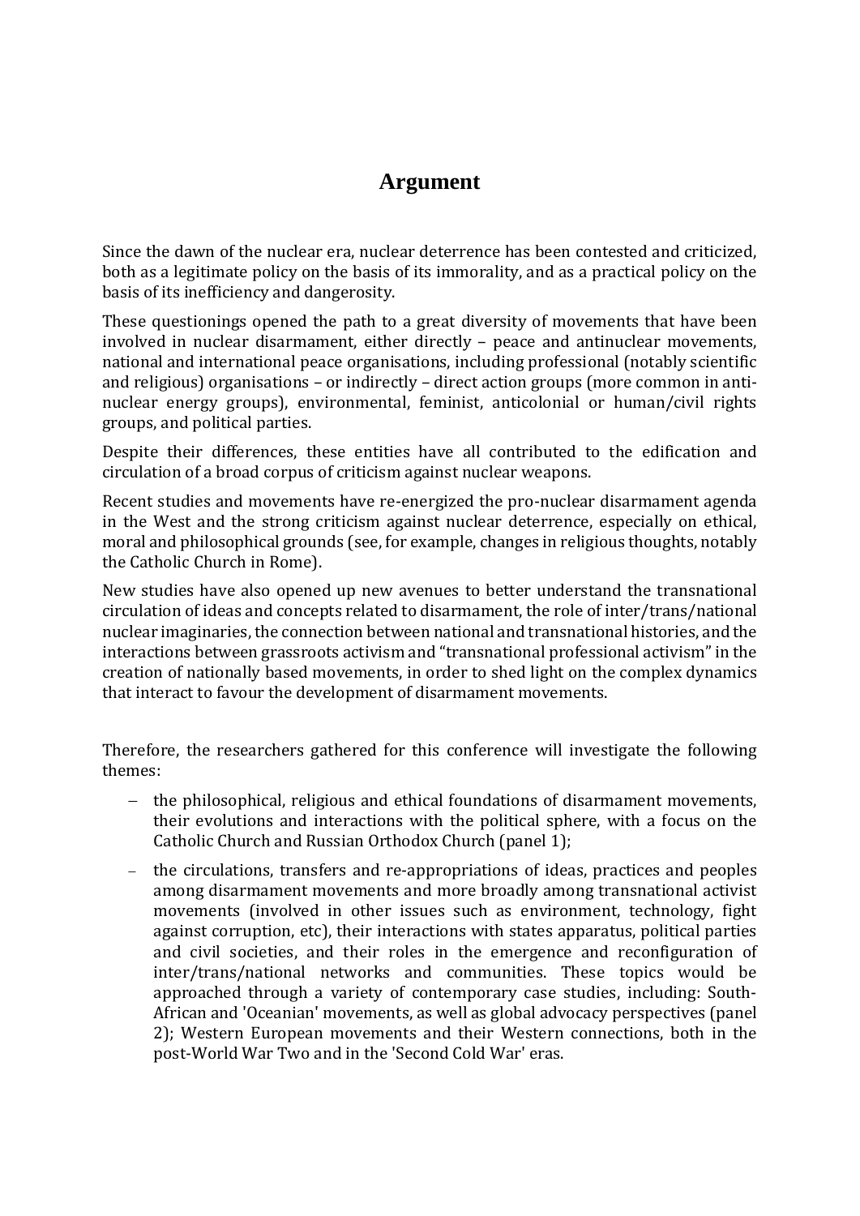# Argument

Since the dawn of the nuclear era, nuclear deterrence has been contested and criticized, both as a legitimate policy on the basis of its immorality, and as a practical policy on the basis of its inefficiency and dangerosity.

These questionings opened the path to a great diversity of movements that have been involved in nuclear disarmament, either directly – peace and antinuclear movements, national and international peace organisations, including professional (notably scientific and religious) organisations – or indirectly – direct action groups (more common in anti-nuclear energy groups), environmental, feminist, anticolonial or human/civil rights groups, and political parties.

Despite their differences, these entities have all contributed to the edification and circulation of a broad corpus of criticism against nuclear weapons.

Recent studies and movements have re-energized the pro-nuclear disarmament agenda in the West and the strong criticism against nuclear deterrence, especially on ethical, moral and philosophical grounds (see, for example, changes in religious thoughts, notably the Catholic Church in Rome).

New studies have also opened up new avenues to better understand the transnational circulation of ideas and concepts related to disarmament, the role of inter/trans/national nuclear imaginaries, the connection between national and transnational histories, and the interactions between grassroots activism and "transnational professional activism" in the creation of nationally based movements, in order to shed light on the complex dynamics that interact to favour the development of disarmament movements.

Therefore, the researchers gathered for this conference will investigate the following themes:

- the philosophical, religious and ethical foundations of disarmament movements, their evolutions and interactions with the political sphere, with a focus on the Catholic Church and Russian Orthodox Church (panel 1);
- the circulations, transfers and re-appropriations of ideas, practices and peoples among disarmament movements and more broadly among transnational activist movements (involved in other issues such as environment, technology, fight against corruption, etc), their interactions with states apparatus, political parties and civil societies, and their roles in the emergence and reconfiguration of inter/trans/national networks and communities. These topics would be approached through a variety of contemporary case studies, including: South-African and 'Oceanian' movements, as well as global advocacy perspectives (panel 2); Western European movements and their Western connections, both in the post-World War Two and in the 'Second Cold War' eras.